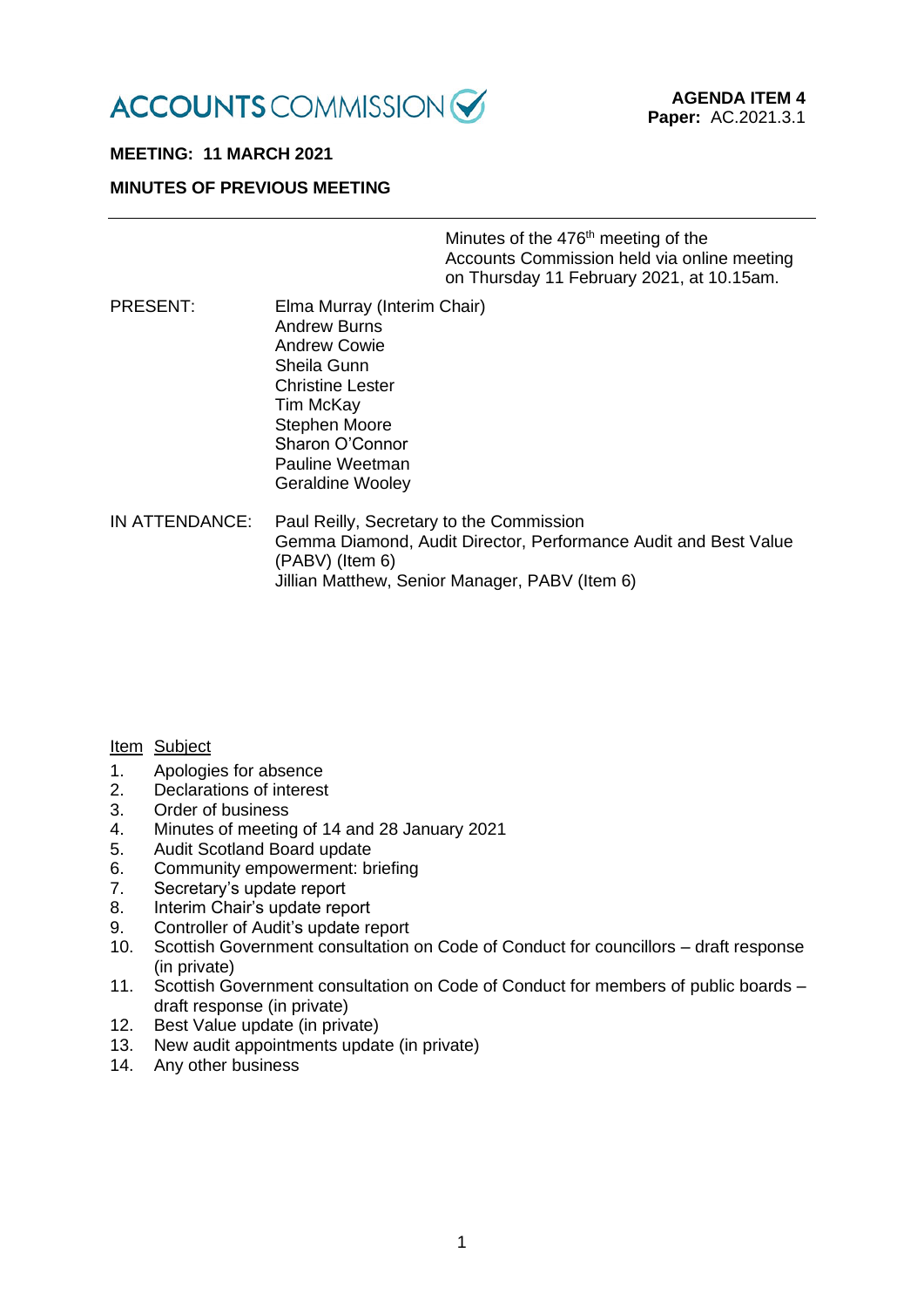ACCOUNTS COMMISSION

**AGENDA ITEM 4**
**Paper:** AC.2021.3.1

**MEETING: 11 MARCH 2021**

**MINUTES OF PREVIOUS MEETING**

---

Minutes of the 476th meeting of the Accounts Commission held via online meeting on Thursday 11 February 2021, at 10.15am.

PRESENT:
Elma Murray (Interim Chair)
Andrew Burns
Andrew Cowie
Sheila Gunn
Christine Lester
Tim McKay
Stephen Moore
Sharon O'Connor
Pauline Weetman
Geraldine Wooley

IN ATTENDANCE:
Paul Reilly, Secretary to the Commission
Gemma Diamond, Audit Director, Performance Audit and Best Value (PABV) (Item 6)
Jillian Matthew, Senior Manager, PABV (Item 6)

| Item | Subject |
|---|---|
| 1. | Apologies for absence |
| 2. | Declarations of interest |
| 3. | Order of business |
| 4. | Minutes of meeting of 14 and 28 January 2021 |
| 5. | Audit Scotland Board update |
| 6. | Community empowerment: briefing |
| 7. | Secretary's update report |
| 8. | Interim Chair's update report |
| 9. | Controller of Audit's update report |
| 10. | Scottish Government consultation on Code of Conduct for councillors – draft response (in private) |
| 11. | Scottish Government consultation on Code of Conduct for members of public boards – draft response (in private) |
| 12. | Best Value update (in private) |
| 13. | New audit appointments update (in private) |
| 14. | Any other business |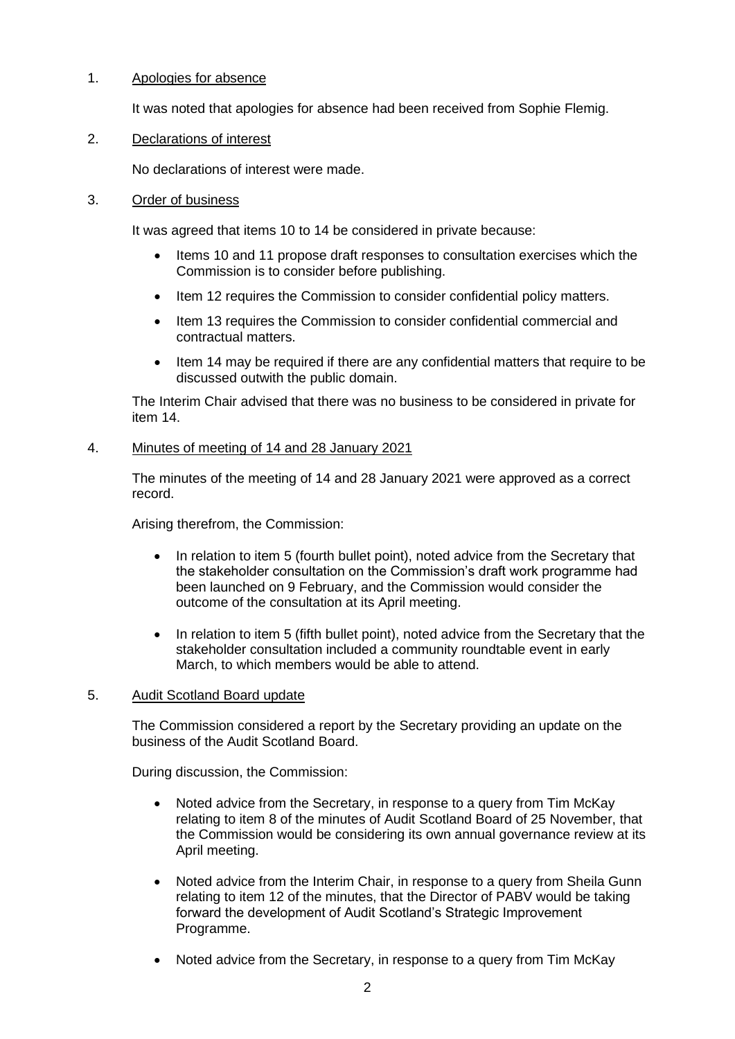1. Apologies for absence

   It was noted that apologies for absence had been received from Sophie Flemig.

2. Declarations of interest

   No declarations of interest were made.

3. Order of business

   It was agreed that items 10 to 14 be considered in private because:

   - Items 10 and 11 propose draft responses to consultation exercises which the Commission is to consider before publishing.
   - Item 12 requires the Commission to consider confidential policy matters.
   - Item 13 requires the Commission to consider confidential commercial and contractual matters.
   - Item 14 may be required if there are any confidential matters that require to be discussed outwith the public domain.

   The Interim Chair advised that there was no business to be considered in private for item 14.

4. Minutes of meeting of 14 and 28 January 2021

   The minutes of the meeting of 14 and 28 January 2021 were approved as a correct record.

   Arising therefrom, the Commission:

   - In relation to item 5 (fourth bullet point), noted advice from the Secretary that the stakeholder consultation on the Commission's draft work programme had been launched on 9 February, and the Commission would consider the outcome of the consultation at its April meeting.
   - In relation to item 5 (fifth bullet point), noted advice from the Secretary that the stakeholder consultation included a community roundtable event in early March, to which members would be able to attend.

5. Audit Scotland Board update

   The Commission considered a report by the Secretary providing an update on the business of the Audit Scotland Board.

   During discussion, the Commission:

   - Noted advice from the Secretary, in response to a query from Tim McKay relating to item 8 of the minutes of Audit Scotland Board of 25 November, that the Commission would be considering its own annual governance review at its April meeting.
   - Noted advice from the Interim Chair, in response to a query from Sheila Gunn relating to item 12 of the minutes, that the Director of PABV would be taking forward the development of Audit Scotland's Strategic Improvement Programme.
   - Noted advice from the Secretary, in response to a query from Tim McKay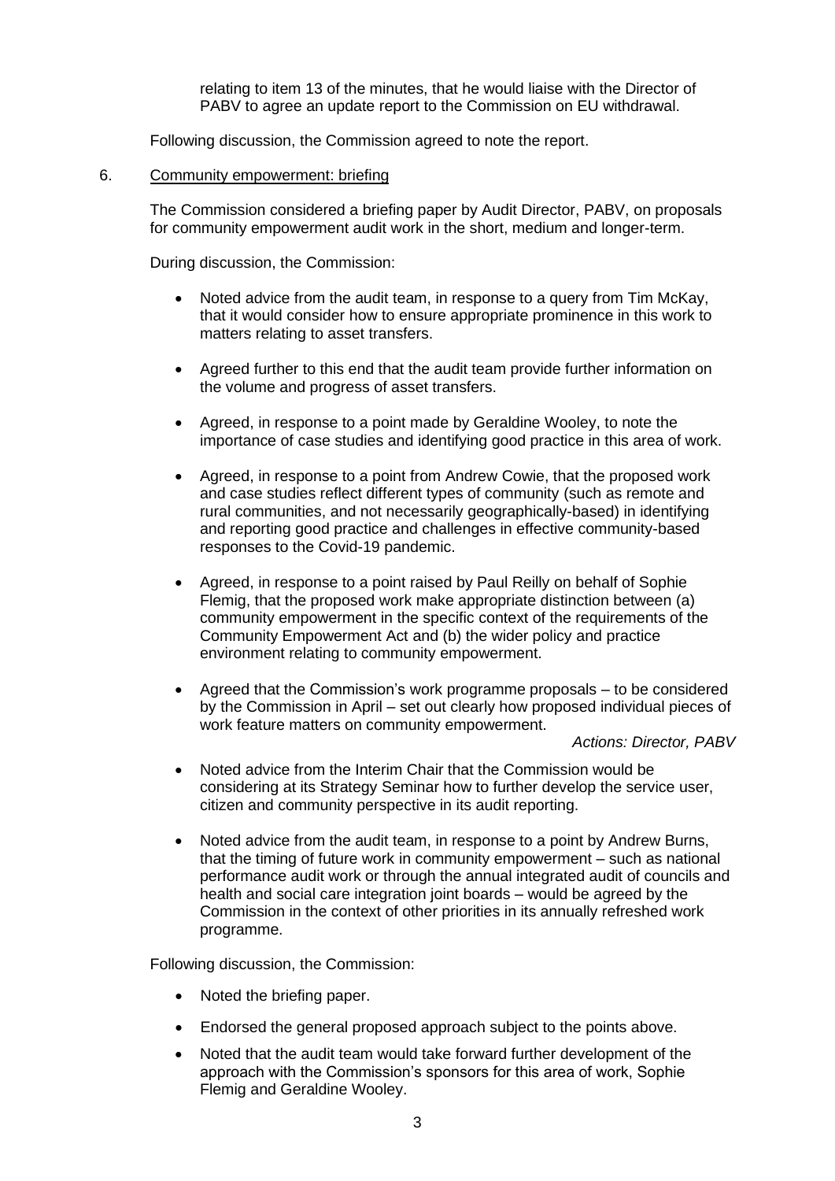relating to item 13 of the minutes, that he would liaise with the Director of PABV to agree an update report to the Commission on EU withdrawal.

Following discussion, the Commission agreed to note the report.

6. Community empowerment: briefing

The Commission considered a briefing paper by Audit Director, PABV, on proposals for community empowerment audit work in the short, medium and longer-term.

During discussion, the Commission:

- Noted advice from the audit team, in response to a query from Tim McKay, that it would consider how to ensure appropriate prominence in this work to matters relating to asset transfers.
- Agreed further to this end that the audit team provide further information on the volume and progress of asset transfers.
- Agreed, in response to a point made by Geraldine Wooley, to note the importance of case studies and identifying good practice in this area of work.
- Agreed, in response to a point from Andrew Cowie, that the proposed work and case studies reflect different types of community (such as remote and rural communities, and not necessarily geographically-based) in identifying and reporting good practice and challenges in effective community-based responses to the Covid-19 pandemic.
- Agreed, in response to a point raised by Paul Reilly on behalf of Sophie Flemig, that the proposed work make appropriate distinction between (a) community empowerment in the specific context of the requirements of the Community Empowerment Act and (b) the wider policy and practice environment relating to community empowerment.
- Agreed that the Commission's work programme proposals – to be considered by the Commission in April – set out clearly how proposed individual pieces of work feature matters on community empowerment.

  *Actions: Director, PABV*

- Noted advice from the Interim Chair that the Commission would be considering at its Strategy Seminar how to further develop the service user, citizen and community perspective in its audit reporting.
- Noted advice from the audit team, in response to a point by Andrew Burns, that the timing of future work in community empowerment – such as national performance audit work or through the annual integrated audit of councils and health and social care integration joint boards – would be agreed by the Commission in the context of other priorities in its annually refreshed work programme.

Following discussion, the Commission:

- Noted the briefing paper.
- Endorsed the general proposed approach subject to the points above.
- Noted that the audit team would take forward further development of the approach with the Commission's sponsors for this area of work, Sophie Flemig and Geraldine Wooley.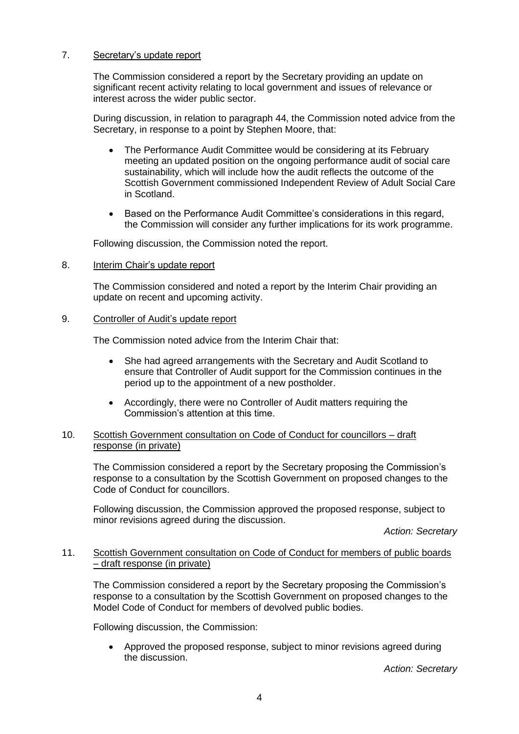7. Secretary's update report

The Commission considered a report by the Secretary providing an update on significant recent activity relating to local government and issues of relevance or interest across the wider public sector.

During discussion, in relation to paragraph 44, the Commission noted advice from the Secretary, in response to a point by Stephen Moore, that:

- The Performance Audit Committee would be considering at its February meeting an updated position on the ongoing performance audit of social care sustainability, which will include how the audit reflects the outcome of the Scottish Government commissioned Independent Review of Adult Social Care in Scotland.
- Based on the Performance Audit Committee's considerations in this regard, the Commission will consider any further implications for its work programme.

Following discussion, the Commission noted the report.

8. Interim Chair's update report

The Commission considered and noted a report by the Interim Chair providing an update on recent and upcoming activity.

9. Controller of Audit's update report

The Commission noted advice from the Interim Chair that:

- She had agreed arrangements with the Secretary and Audit Scotland to ensure that Controller of Audit support for the Commission continues in the period up to the appointment of a new postholder.
- Accordingly, there were no Controller of Audit matters requiring the Commission's attention at this time.

10. Scottish Government consultation on Code of Conduct for councillors – draft response (in private)

The Commission considered a report by the Secretary proposing the Commission's response to a consultation by the Scottish Government on proposed changes to the Code of Conduct for councillors.

Following discussion, the Commission approved the proposed response, subject to minor revisions agreed during the discussion.

*Action: Secretary*

11. Scottish Government consultation on Code of Conduct for members of public boards – draft response (in private)

The Commission considered a report by the Secretary proposing the Commission's response to a consultation by the Scottish Government on proposed changes to the Model Code of Conduct for members of devolved public bodies.

Following discussion, the Commission:

- Approved the proposed response, subject to minor revisions agreed during the discussion.

*Action: Secretary*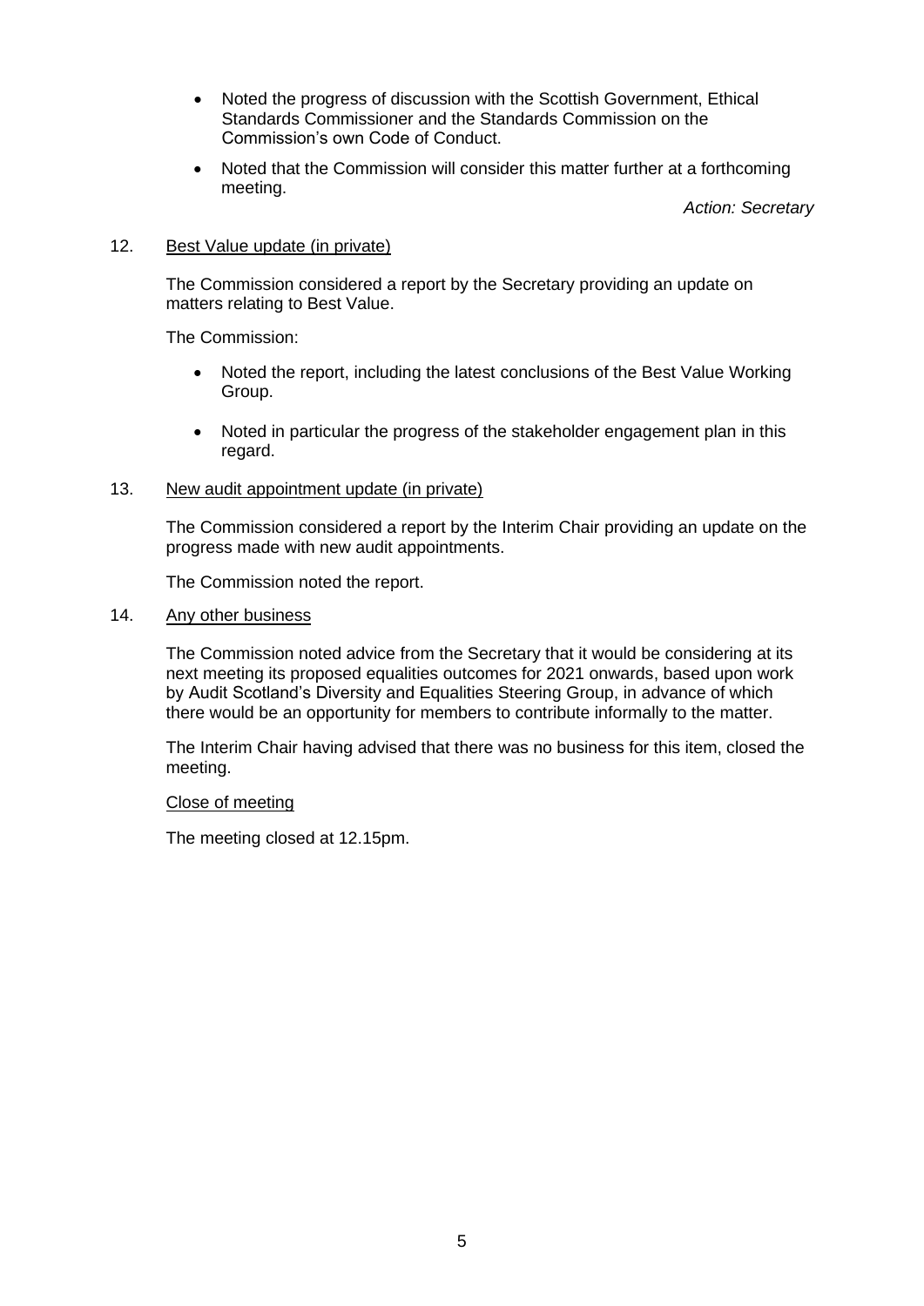- Noted the progress of discussion with the Scottish Government, Ethical Standards Commissioner and the Standards Commission on the Commission's own Code of Conduct.
- Noted that the Commission will consider this matter further at a forthcoming meeting.

*Action: Secretary*

12. Best Value update (in private)

The Commission considered a report by the Secretary providing an update on matters relating to Best Value.

The Commission:

- Noted the report, including the latest conclusions of the Best Value Working Group.
- Noted in particular the progress of the stakeholder engagement plan in this regard.

13. New audit appointment update (in private)

The Commission considered a report by the Interim Chair providing an update on the progress made with new audit appointments.

The Commission noted the report.

14. Any other business

The Commission noted advice from the Secretary that it would be considering at its next meeting its proposed equalities outcomes for 2021 onwards, based upon work by Audit Scotland's Diversity and Equalities Steering Group, in advance of which there would be an opportunity for members to contribute informally to the matter.

The Interim Chair having advised that there was no business for this item, closed the meeting.

Close of meeting

The meeting closed at 12.15pm.